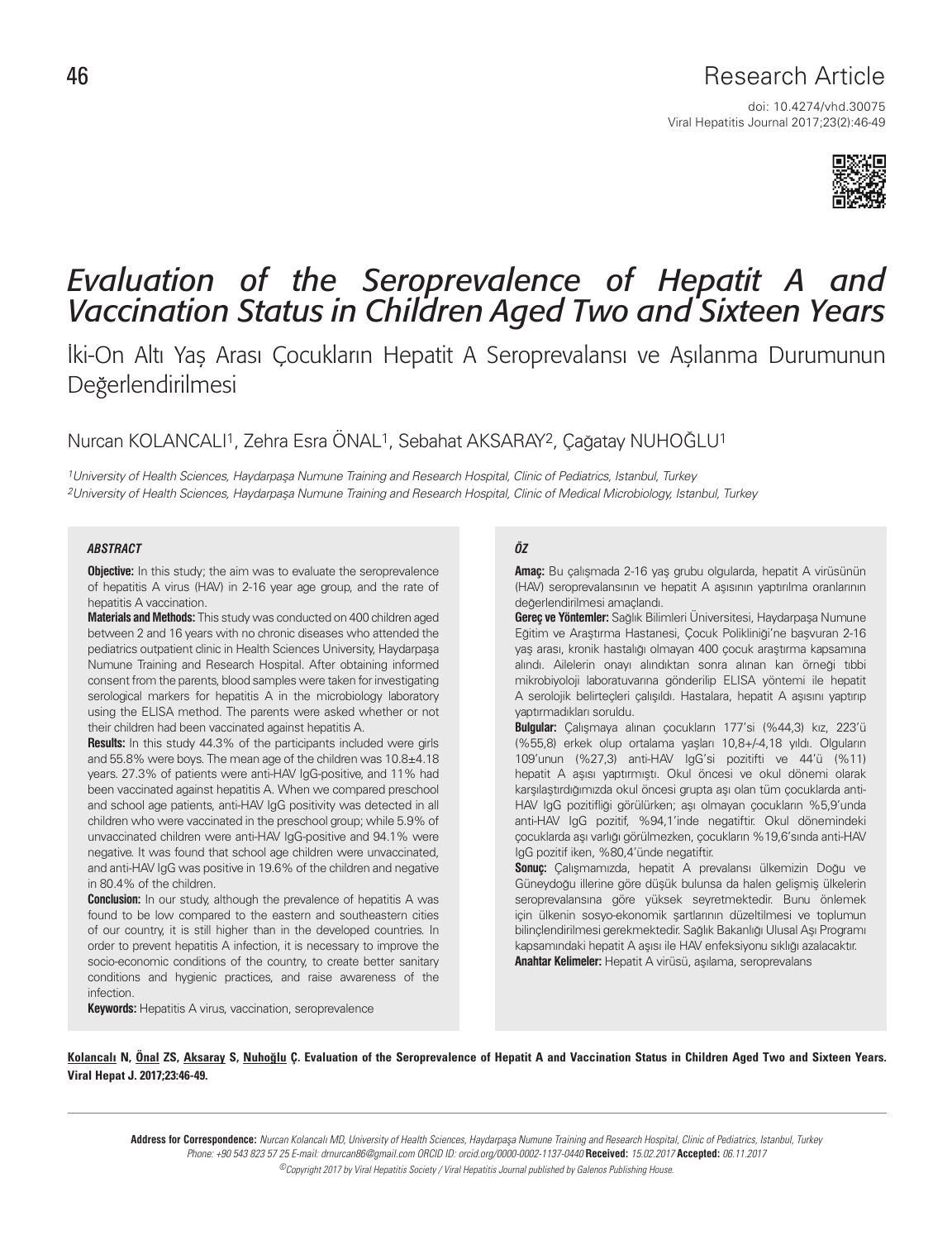Research Article

doi: 10.4274/vhd.30075

# *Evaluation of the Seroprevalence of Hepatit A and Vaccination Status in Children Aged Two and Sixteen Years*

## İki-On Altı Yaş Arası Çocukların Hepatit A Seroprevalansı ve Aşılanma Durumunun Değerlendirilmesi

Nurcan KOLANCALI[1], Zehra Esra ÖNAL[1], Sebahat AKSARAY[2], Çağatay NUHOĞLU[1]

*[1]University of Health Sciences, Haydarpaşa Numune Training and Research Hospital, Clinic of Pediatrics, Istanbul, Turkey*
*[2]University of Health Sciences, Haydarpaşa Numune Training and Research Hospital, Clinic of Medical Microbiology, Istanbul, Turkey*

### *ABSTRACT*

**Objective:** In this study; the aim was to evaluate the seroprevalence of hepatitis A virus (HAV) in 2-16 year age group, and the rate of hepatitis A vaccination.

**Materials and Methods:** This study was conducted on 400 children aged between 2 and 16 years with no chronic diseases who attended the pediatrics outpatient clinic in Health Sciences University, Haydarpaşa Numune Training and Research Hospital. After obtaining informed consent from the parents, blood samples were taken for investigating serological markers for hepatitis A in the microbiology laboratory using the ELISA method. The parents were asked whether or not their children had been vaccinated against hepatitis A.

**Results:** In this study 44.3% of the participants included were girls and 55.8% were boys. The mean age of the children was 10.8±4.18 years. 27.3% of patients were anti-HAV IgG-positive, and 11% had been vaccinated against hepatitis A. When we compared preschool and school age patients, anti-HAV IgG positivity was detected in all children who were vaccinated in the preschool group; while 5.9% of unvaccinated children were anti-HAV IgG-positive and 94.1% were negative. It was found that school age children were unvaccinated, and anti-HAV IgG was positive in 19.6% of the children and negative in 80.4% of the children.

**Conclusion:** In our study, although the prevalence of hepatitis A was found to be low compared to the eastern and southeastern cities of our country, it is still higher than in the developed countries. In order to prevent hepatitis A infection, it is necessary to improve the socio-economic conditions of the country, to create better sanitary conditions and hygienic practices, and raise awareness of the infection.

**Keywords:** Hepatitis A virus, vaccination, seroprevalence

### *ÖZ*

**Amaç:** Bu çalışmada 2-16 yaş grubu olgularda, hepatit A virüsünün (HAV) seroprevalansının ve hepatit A aşısının yaptırılma oranlarının değerlendirilmesi amaçlandı.

**Gereç ve Yöntemler:** Sağlık Bilimleri Üniversitesi, Haydarpaşa Numune Eğitim ve Araştırma Hastanesi, Çocuk Polikliniği'ne başvuran 2-16 yaş arası, kronik hastalığı olmayan 400 çocuk araştırma kapsamına alındı. Ailelerin onayı alındıktan sonra alınan kan örneği tıbbi mikrobiyoloji laboratuvarına gönderilip ELISA yöntemi ile hepatit A serolojik belirteçleri çalışıldı. Hastalara, hepatit A aşısını yaptırıp yaptırmadıkları soruldu.

**Bulgular:** Çalışmaya alınan çocukların 177'si (%44,3) kız, 223'ü (%55,8) erkek olup ortalama yaşları 10,8+/-4,18 yıldı. Olguların 109'unun (%27,3) anti-HAV IgG'si pozitifti ve 44'ü (%11) hepatit A aşısı yaptırmıştı. Okul öncesi ve okul dönemi olarak karşılaştırdığımızda okul öncesi grupta aşı olan tüm çocuklarda anti-HAV IgG pozitifliği görülürken; aşı olmayan çocukların %5,9'unda anti-HAV IgG pozitif, %94,1'inde negatiftir. Okul dönemindeki çocuklarda aşı varlığı görülmezken, çocukların %19,6'sında anti-HAV IgG pozitif iken, %80,4'ünde negatiftir.

**Sonuç:** Çalışmamızda, hepatit A prevalansı ülkemizin Doğu ve Güneydoğu illerine göre düşük bulunsa da halen gelişmiş ülkelerin seroprevalansına göre yüksek seyretmektedir. Bunu önlemek için ülkenin sosyo-ekonomik şartlarının düzeltilmesi ve toplumun bilinçlendirilmesi gerekmektedir. Sağlık Bakanlığı Ulusal Aşı Programı kapsamındaki hepatit A aşısı ile HAV enfeksiyonu sıklığı azalacaktır.

**Anahtar Kelimeler:** Hepatit A virüsü, aşılama, seroprevalans

**Kolancalı N, Önal ZS, Aksaray S, Nuhoğlu Ç. Evaluation of the Seroprevalence of Hepatit A and Vaccination Status in Children Aged Two and Sixteen Years. Viral Hepat J. 2017;23:46-49.**

**Address for Correspondence:** *Nurcan Kolancalı MD, University of Health Sciences, Haydarpaşa Numune Training and Research Hospital, Clinic of Pediatrics, Istanbul, Turkey Phone: +90 543 823 57 25 E-mail: drnurcan86@gmail.com ORCID ID: orcid.org/0000-0002-1137-0440* **Received:** *15.02.2017* **Accepted:** *06.11.2017*

*©Copyright 2017 by Viral Hepatitis Society / Viral Hepatitis Journal published by Galenos Publishing House.*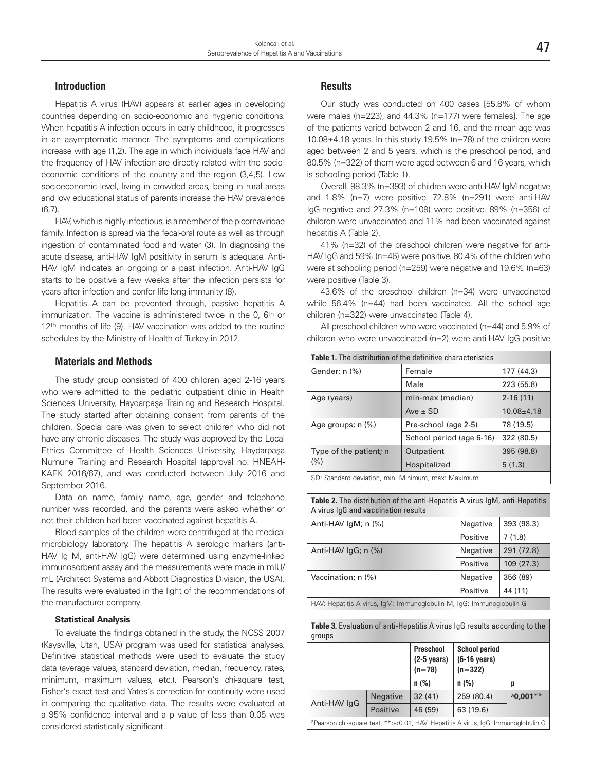## Introduction

Hepatitis A virus (HAV) appears at earlier ages in developing countries depending on socio-economic and hygienic conditions. When hepatitis A infection occurs in early childhood, it progresses in an asymptomatic manner. The symptoms and complications increase with age (1,2). The age in which individuals face HAV and the frequency of HAV infection are directly related with the socio-economic conditions of the country and the region (3,4,5). Low socioeconomic level, living in crowded areas, being in rural areas and low educational status of parents increase the HAV prevalence (6,7).

HAV, which is highly infectious, is a member of the picornaviridae family. Infection is spread via the fecal-oral route as well as through ingestion of contaminated food and water (3). In diagnosing the acute disease, anti-HAV IgM positivity in serum is adequate. Anti-HAV IgM indicates an ongoing or a past infection. Anti-HAV IgG starts to be positive a few weeks after the infection persists for years after infection and confer life-long immunity (8).

Hepatitis A can be prevented through, passive hepatitis A immunization. The vaccine is administered twice in the 0, 6th or 12th months of life (9). HAV vaccination was added to the routine schedules by the Ministry of Health of Turkey in 2012.

## Materials and Methods

The study group consisted of 400 children aged 2-16 years who were admitted to the pediatric outpatient clinic in Health Sciences University, Haydarpaşa Training and Research Hospital. The study started after obtaining consent from parents of the children. Special care was given to select children who did not have any chronic diseases. The study was approved by the Local Ethics Committee of Health Sciences University, Haydarpaşa Numune Training and Research Hospital (approval no: HNEAH-KAEK 2016/67), and was conducted between July 2016 and September 2016.

Data on name, family name, age, gender and telephone number was recorded, and the parents were asked whether or not their children had been vaccinated against hepatitis A.

Blood samples of the children were centrifuged at the medical microbiology laboratory. The hepatitis A serologic markers (anti-HAV Ig M, anti-HAV IgG) were determined using enzyme-linked immunosorbent assay and the measurements were made in mIU/mL (Architect Systems and Abbott Diagnostics Division, the USA). The results were evaluated in the light of the recommendations of the manufacturer company.

### Statistical Analysis

To evaluate the findings obtained in the study, the NCSS 2007 (Kaysville, Utah, USA) program was used for statistical analyses. Definitive statistical methods were used to evaluate the study data (average values, standard deviation, median, frequency, rates, minimum, maximum values, etc.). Pearson's chi-square test, Fisher's exact test and Yates's correction for continuity were used in comparing the qualitative data. The results were evaluated at a 95% confidence interval and a p value of less than 0.05 was considered statistically significant.

## Results

Our study was conducted on 400 cases [55.8% of whom were males (n=223), and 44.3% (n=177) were females]. The age of the patients varied between 2 and 16, and the mean age was 10.08±4.18 years. In this study 19.5% (n=78) of the children were aged between 2 and 5 years, which is the preschool period, and 80.5% (n=322) of them were aged between 6 and 16 years, which is schooling period (Table 1).

Overall, 98.3% (n=393) of children were anti-HAV IgM-negative and 1.8% (n=7) were positive. 72.8% (n=291) were anti-HAV IgG-negative and 27.3% (n=109) were positive. 89% (n=356) of children were unvaccinated and 11% had been vaccinated against hepatitis A (Table 2).

41% (n=32) of the preschool children were negative for anti-HAV IgG and 59% (n=46) were positive. 80.4% of the children who were at schooling period (n=259) were negative and 19.6% (n=63) were positive (Table 3).

43.6% of the preschool children (n=34) were unvaccinated while 56.4% (n=44) had been vaccinated. All the school age children (n=322) were unvaccinated (Table 4).

All preschool children who were vaccinated (n=44) and 5.9% of children who were unvaccinated (n=2) were anti-HAV IgG-positive

**Table 1.** The distribution of the definitive characteristics

| | | |
|---|---|---|
| Gender; n (%) | Female | 177 (44.3) |
| | Male | 223 (55.8) |
| Age (years) | min-max (median) | 2-16 (11) |
| | Ave ± SD | 10.08±4.18 |
| Age groups; n (%) | Pre-school (age 2-5) | 78 (19.5) |
| | School period (age 6-16) | 322 (80.5) |
| Type of the patient; n (%) | Outpatient | 395 (98.8) |
| | Hospitalized | 5 (1.3) |

SD: Standard deviation, min: Minimum, max: Maximum

**Table 2.** The distribution of the anti-Hepatitis A virus IgM, anti-Hepatitis A virus IgG and vaccination results

| | | |
|---|---|---|
| Anti-HAV IgM; n (%) | Negative | 393 (98.3) |
| | Positive | 7 (1.8) |
| Anti-HAV IgG; n (%) | Negative | 291 (72.8) |
| | Positive | 109 (27.3) |
| Vaccination; n (%) | Negative | 356 (89) |
| | Positive | 44 (11) |

HAV: Hepatitis A virus, IgM: Immunoglobulin M, IgG: Immunoglobulin G

**Table 3.** Evaluation of anti-Hepatitis A virus IgG results according to the groups

| | | Preschool (2-5 years) (n=78) | School period (6-16 years) (n=322) | |
|---|---|---|---|---|
| | | n (%) | n (%) | p |
| Anti-HAV IgG | Negative | 32 (41) | 259 (80.4) | [a]**0,001**** |
| | Positive | 46 (59) | 63 (19.6) | |

[a]Pearson chi-square test, **p<0.01, HAV: Hepatitis A virus, IgG: Immunoglobulin G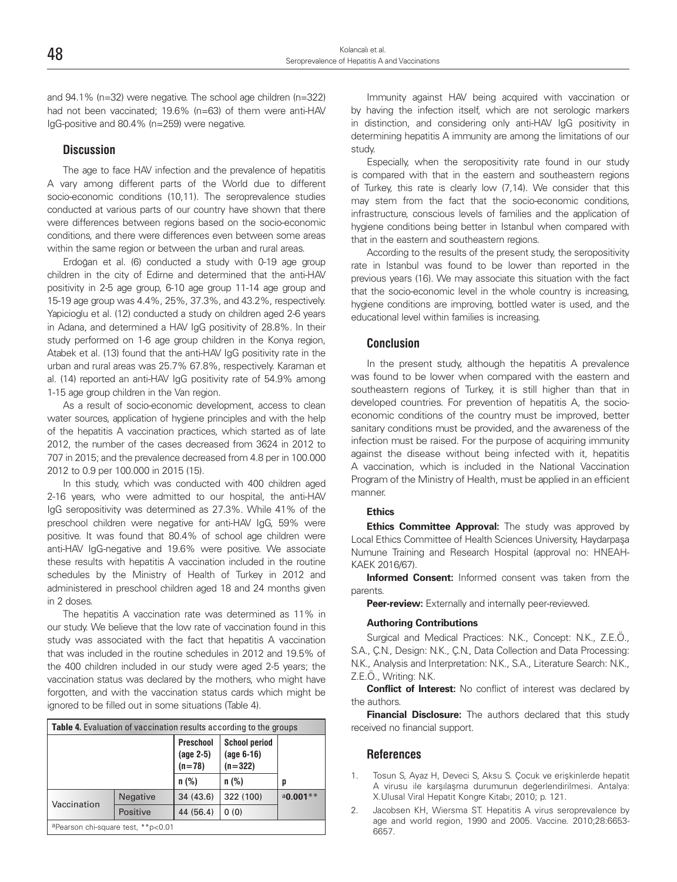and 94.1% (n=32) were negative. The school age children (n=322) had not been vaccinated; 19.6% (n=63) of them were anti-HAV IgG-positive and 80.4% (n=259) were negative.

## Discussion

The age to face HAV infection and the prevalence of hepatitis A vary among different parts of the World due to different socio-economic conditions (10,11). The seroprevalence studies conducted at various parts of our country have shown that there were differences between regions based on the socio-economic conditions, and there were differences even between some areas within the same region or between the urban and rural areas.

Erdoğan et al. (6) conducted a study with 0-19 age group children in the city of Edirne and determined that the anti-HAV positivity in 2-5 age group, 6-10 age group 11-14 age group and 15-19 age group was 4.4%, 25%, 37.3%, and 43.2%, respectively. Yapicioglu et al. (12) conducted a study on children aged 2-6 years in Adana, and determined a HAV IgG positivity of 28.8%. In their study performed on 1-6 age group children in the Konya region, Atabek et al. (13) found that the anti-HAV IgG positivity rate in the urban and rural areas was 25.7% 67.8%, respectively. Karaman et al. (14) reported an anti-HAV IgG positivity rate of 54.9% among 1-15 age group children in the Van region.

As a result of socio-economic development, access to clean water sources, application of hygiene principles and with the help of the hepatitis A vaccination practices, which started as of late 2012, the number of the cases decreased from 3624 in 2012 to 707 in 2015; and the prevalence decreased from 4.8 per in 100.000 2012 to 0.9 per 100.000 in 2015 (15).

In this study, which was conducted with 400 children aged 2-16 years, who were admitted to our hospital, the anti-HAV IgG seropositivity was determined as 27.3%. While 41% of the preschool children were negative for anti-HAV IgG, 59% were positive. It was found that 80.4% of school age children were anti-HAV IgG-negative and 19.6% were positive. We associate these results with hepatitis A vaccination included in the routine schedules by the Ministry of Health of Turkey in 2012 and administered in preschool children aged 18 and 24 months given in 2 doses.

The hepatitis A vaccination rate was determined as 11% in our study. We believe that the low rate of vaccination found in this study was associated with the fact that hepatitis A vaccination that was included in the routine schedules in 2012 and 19.5% of the 400 children included in our study were aged 2-5 years; the vaccination status was declared by the mothers, who might have forgotten, and with the vaccination status cards which might be ignored to be filled out in some situations (Table 4).

**Table 4.** Evaluation of vaccination results according to the groups

| | | Preschool (age 2-5) (n=78) | School period (age 6-16) (n=322) | |
|---|---|---|---|---|
| | | n (%) | n (%) | p |
| Vaccination | Negative | 34 (43.6) | 322 (100) | [a]**0.001**** |
| | Positive | 44 (56.4) | 0 (0) | |

[a]Pearson chi-square test, **p<0.01

Immunity against HAV being acquired with vaccination or by having the infection itself, which are not serologic markers in distinction, and considering only anti-HAV IgG positivity in determining hepatitis A immunity are among the limitations of our study.

Especially, when the seropositivity rate found in our study is compared with that in the eastern and southeastern regions of Turkey, this rate is clearly low (7,14). We consider that this may stem from the fact that the socio-economic conditions, infrastructure, conscious levels of families and the application of hygiene conditions being better in Istanbul when compared with that in the eastern and southeastern regions.

According to the results of the present study, the seropositivity rate in Istanbul was found to be lower than reported in the previous years (16). We may associate this situation with the fact that the socio-economic level in the whole country is increasing, hygiene conditions are improving, bottled water is used, and the educational level within families is increasing.

## Conclusion

In the present study, although the hepatitis A prevalence was found to be lower when compared with the eastern and southeastern regions of Turkey, it is still higher than that in developed countries. For prevention of hepatitis A, the socio-economic conditions of the country must be improved, better sanitary conditions must be provided, and the awareness of the infection must be raised. For the purpose of acquiring immunity against the disease without being infected with it, hepatitis A vaccination, which is included in the National Vaccination Program of the Ministry of Health, must be applied in an efficient manner.

### Ethics

**Ethics Committee Approval:** The study was approved by Local Ethics Committee of Health Sciences University, Haydarpaşa Numune Training and Research Hospital (approval no: HNEAH-KAEK 2016/67).

**Informed Consent:** Informed consent was taken from the parents.

**Peer-review:** Externally and internally peer-reviewed.

### Authoring Contributions

Surgical and Medical Practices: N.K., Concept: N.K., Z.E.Ö., S.A., Ç.N., Design: N.K., Ç.N., Data Collection and Data Processing: N.K., Analysis and Interpretation: N.K., S.A., Literature Search: N.K., Z.E.Ö., Writing: N.K.

**Conflict of Interest:** No conflict of interest was declared by the authors.

**Financial Disclosure:** The authors declared that this study received no financial support.

## References

1. Tosun S, Ayaz H, Deveci S, Aksu S. Çocuk ve erişkinlerde hepatit A virusu ile karşılaşma durumunun değerlendirilmesi. Antalya: X.Ulusal Viral Hepatit Kongre Kitabı; 2010; p. 121.
2. Jacobsen KH, Wiersma ST. Hepatitis A virus seroprevalence by age and world region, 1990 and 2005. Vaccine. 2010;28:6653-6657.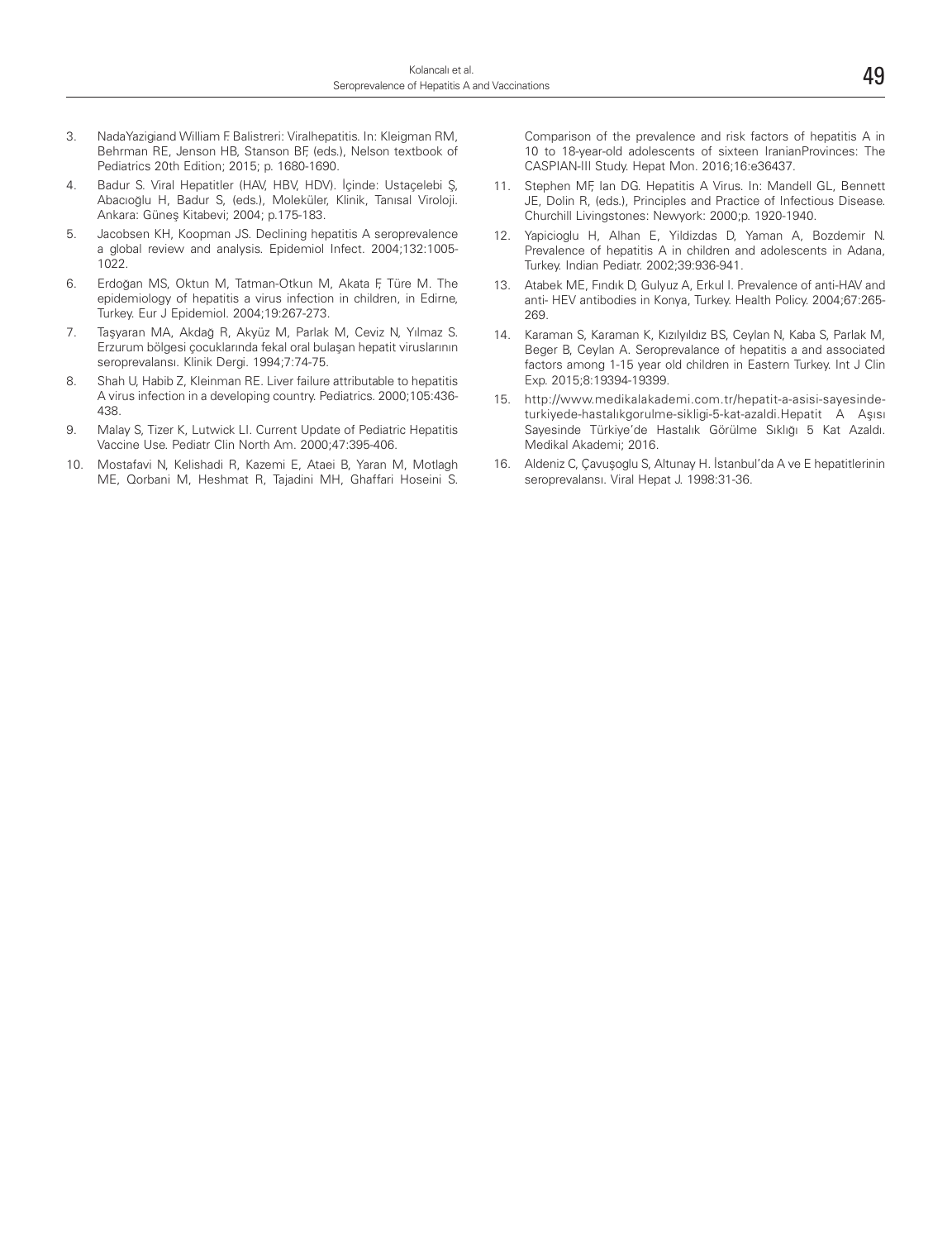3. NadaYazigiand William F. Balistreri: Viralhepatitis. In: Kleigman RM, Behrman RE, Jenson HB, Stanson BF, (eds.), Nelson textbook of Pediatrics 20th Edition; 2015; p. 1680-1690.
4. Badur S. Viral Hepatitler (HAV, HBV, HDV). İçinde: Ustaçelebi Ş, Abacıoğlu H, Badur S, (eds.), Moleküler, Klinik, Tanısal Viroloji. Ankara: Güneş Kitabevi; 2004; p.175-183.
5. Jacobsen KH, Koopman JS. Declining hepatitis A seroprevalence a global review and analysis. Epidemiol Infect. 2004;132:1005-1022.
6. Erdoğan MS, Oktun M, Tatman-Otkun M, Akata F, Türe M. The epidemiology of hepatitis a virus infection in children, in Edirne, Turkey. Eur J Epidemiol. 2004;19:267-273.
7. Taşyaran MA, Akdağ R, Akyüz M, Parlak M, Ceviz N, Yılmaz S. Erzurum bölgesi çocuklarında fekal oral bulaşan hepatit viruslarının seroprevalansı. Klinik Dergi. 1994;7:74-75.
8. Shah U, Habib Z, Kleinman RE. Liver failure attributable to hepatitis A virus infection in a developing country. Pediatrics. 2000;105:436-438.
9. Malay S, Tizer K, Lutwick LI. Current Update of Pediatric Hepatitis Vaccine Use. Pediatr Clin North Am. 2000;47:395-406.
10. Mostafavi N, Kelishadi R, Kazemi E, Ataei B, Yaran M, Motlagh ME, Qorbani M, Heshmat R, Tajadini MH, Ghaffari Hoseini S. Comparison of the prevalence and risk factors of hepatitis A in 10 to 18-year-old adolescents of sixteen IranianProvinces: The CASPIAN-III Study. Hepat Mon. 2016;16:e36437.
11. Stephen MF, Ian DG. Hepatitis A Virus. In: Mandell GL, Bennett JE, Dolin R, (eds.), Principles and Practice of Infectious Disease. Churchill Livingstones: Newyork: 2000;p. 1920-1940.
12. Yapicioglu H, Alhan E, Yildizdas D, Yaman A, Bozdemir N. Prevalence of hepatitis A in children and adolescents in Adana, Turkey. Indian Pediatr. 2002;39:936-941.
13. Atabek ME, Fındık D, Gulyuz A, Erkul I. Prevalence of anti-HAV and anti- HEV antibodies in Konya, Turkey. Health Policy. 2004;67:265-269.
14. Karaman S, Karaman K, Kızılyıldız BS, Ceylan N, Kaba S, Parlak M, Beger B, Ceylan A. Seroprevalance of hepatitis a and associated factors among 1-15 year old children in Eastern Turkey. Int J Clin Exp. 2015;8:19394-19399.
15. http://www.medikalakademi.com.tr/hepatit-a-asisi-sayesinde-turkiyede-hastalıkgorulme-sikligi-5-kat-azaldi.Hepatit A Aşısı Sayesinde Türkiye'de Hastalık Görülme Sıklığı 5 Kat Azaldı. Medikal Akademi; 2016.
16. Aldeniz C, Çavuşoglu S, Altunay H. İstanbul'da A ve E hepatitlerinin seroprevalansı. Viral Hepat J. 1998:31-36.